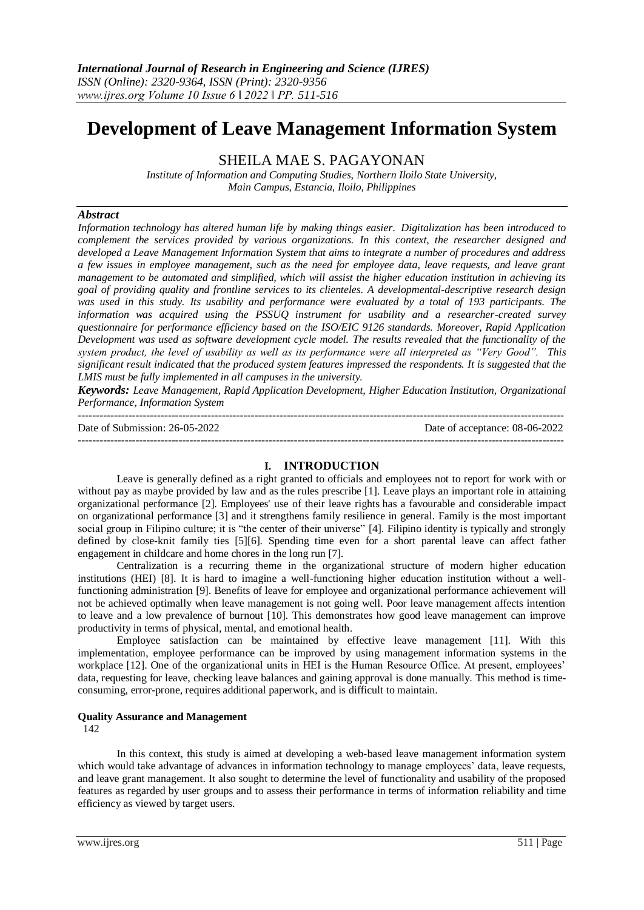# Development of Leave Management Information System

## SHEILA MAE S. PAGAYONAN

*Institute of Information and Computing Studies, Northern Iloilo State University, Main Campus, Estancia, Iloilo, Philippines*

### *Abstract*

*Information technology has altered human life by making things easier. Digitalization has been introduced to complement the services provided by various organizations. In this context, the researcher designed and developed a Leave Management Information System that aims to integrate a number of procedures and address a few issues in employee management, such as the need for employee data, leave requests, and leave grant management to be automated and simplified, which will assist the higher education institution in achieving its goal of providing quality and frontline services to its clienteles. A developmental-descriptive research design was used in this study. Its usability and performance were evaluated by a total of 193 participants. The information was acquired using the PSSUQ instrument for usability and a researcher-created survey questionnaire for performance efficiency based on the ISO/EIC 9126 standards. Moreover, Rapid Application Development was used as software development cycle model. The results revealed that the functionality of the system product, the level of usability as well as its performance were all interpreted as "Very Good". This significant result indicated that the produced system features impressed the respondents. It is suggested that the LMIS must be fully implemented in all campuses in the university.*

***Keywords:*** *Leave Management, Rapid Application Development, Higher Education Institution, Organizational Performance, Information System*

---

Date of Submission: 26-05-2022 Date of acceptance: 08-06-2022

---

## I. INTRODUCTION

Leave is generally defined as a right granted to officials and employees not to report for work with or without pay as maybe provided by law and as the rules prescribe [1]. Leave plays an important role in attaining organizational performance [2]. Employees' use of their leave rights has a favourable and considerable impact on organizational performance [3] and it strengthens family resilience in general. Family is the most important social group in Filipino culture; it is "the center of their universe" [4]. Filipino identity is typically and strongly defined by close-knit family ties [5][6]. Spending time even for a short parental leave can affect father engagement in childcare and home chores in the long run [7].

Centralization is a recurring theme in the organizational structure of modern higher education institutions (HEI) [8]. It is hard to imagine a well-functioning higher education institution without a well-functioning administration [9]. Benefits of leave for employee and organizational performance achievement will not be achieved optimally when leave management is not going well. Poor leave management affects intention to leave and a low prevalence of burnout [10]. This demonstrates how good leave management can improve productivity in terms of physical, mental, and emotional health.

Employee satisfaction can be maintained by effective leave management [11]. With this implementation, employee performance can be improved by using management information systems in the workplace [12]. One of the organizational units in HEI is the Human Resource Office. At present, employees' data, requesting for leave, checking leave balances and gaining approval is done manually. This method is time-consuming, error-prone, requires additional paperwork, and is difficult to maintain.

**Quality Assurance and Management**

142

In this context, this study is aimed at developing a web-based leave management information system which would take advantage of advances in information technology to manage employees' data, leave requests, and leave grant management. It also sought to determine the level of functionality and usability of the proposed features as regarded by user groups and to assess their performance in terms of information reliability and time efficiency as viewed by target users.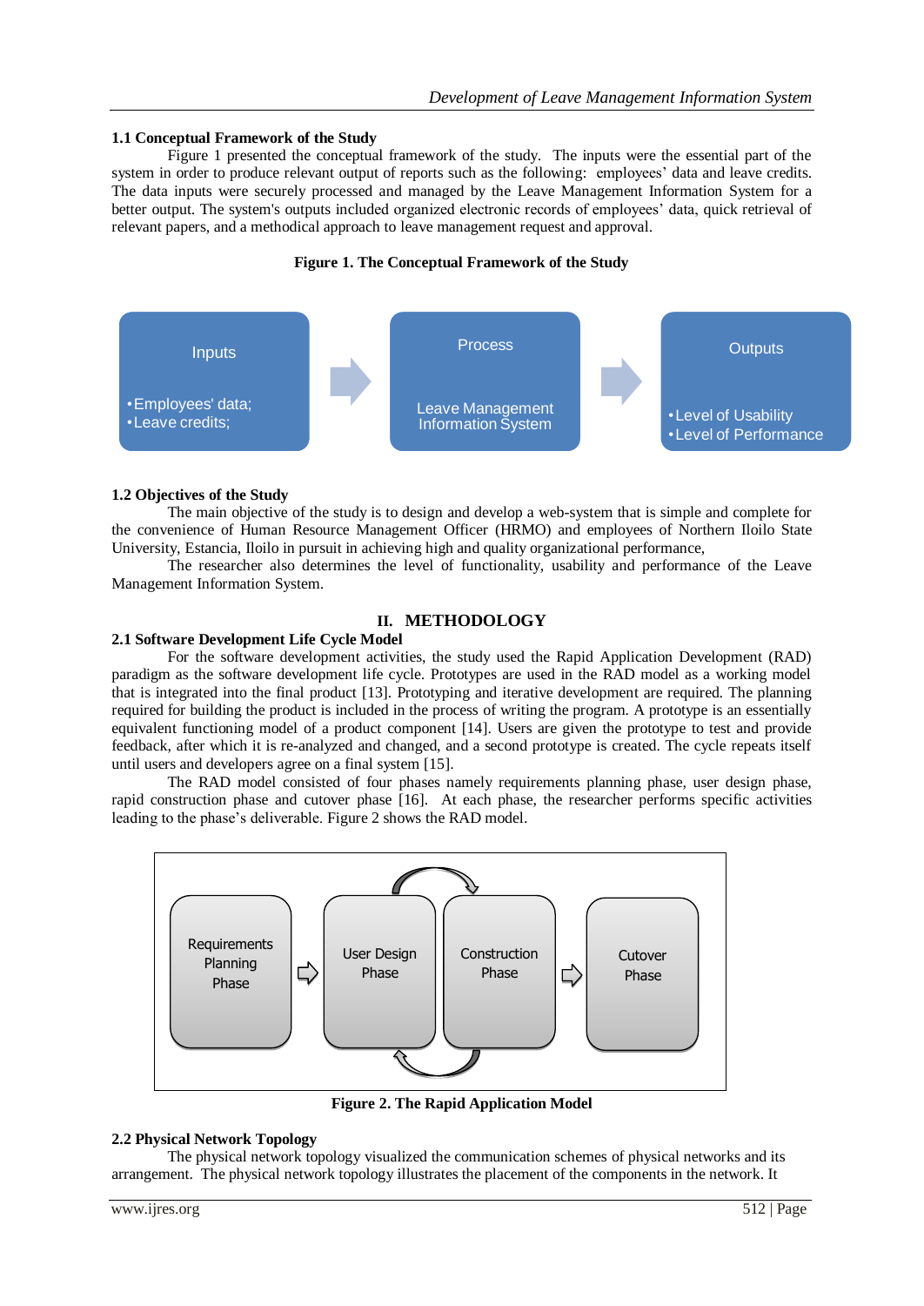### 1.1 Conceptual Framework of the Study

Figure 1 presented the conceptual framework of the study. The inputs were the essential part of the system in order to produce relevant output of reports such as the following: employees' data and leave credits. The data inputs were securely processed and managed by the Leave Management Information System for a better output. The system's outputs included organized electronic records of employees' data, quick retrieval of relevant papers, and a methodical approach to leave management request and approval.

**Figure 1. The Conceptual Framework of the Study**

Inputs
- Employees' data;
- Leave credits;

Process

Leave Management Information System

Outputs
- Level of Usability
- Level of Performance

### 1.2 Objectives of the Study

The main objective of the study is to design and develop a web-system that is simple and complete for the convenience of Human Resource Management Officer (HRMO) and employees of Northern Iloilo State University, Estancia, Iloilo in pursuit in achieving high and quality organizational performance,

The researcher also determines the level of functionality, usability and performance of the Leave Management Information System.

## II. METHODOLOGY

### 2.1 Software Development Life Cycle Model

For the software development activities, the study used the Rapid Application Development (RAD) paradigm as the software development life cycle. Prototypes are used in the RAD model as a working model that is integrated into the final product [13]. Prototyping and iterative development are required. The planning required for building the product is included in the process of writing the program. A prototype is an essentially equivalent functioning model of a product component [14]. Users are given the prototype to test and provide feedback, after which it is re-analyzed and changed, and a second prototype is created. The cycle repeats itself until users and developers agree on a final system [15].

The RAD model consisted of four phases namely requirements planning phase, user design phase, rapid construction phase and cutover phase [16]. At each phase, the researcher performs specific activities leading to the phase's deliverable. Figure 2 shows the RAD model.

Requirements Planning Phase → User Design Phase ⇄ Construction Phase → Cutover Phase

**Figure 2. The Rapid Application Model**

### 2.2 Physical Network Topology

The physical network topology visualized the communication schemes of physical networks and its arrangement. The physical network topology illustrates the placement of the components in the network. It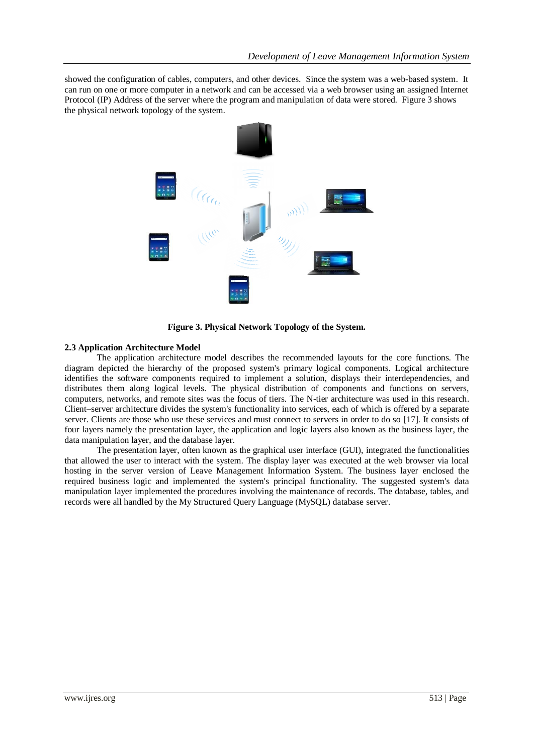showed the configuration of cables, computers, and other devices. Since the system was a web-based system. It can run on one or more computer in a network and can be accessed via a web browser using an assigned Internet Protocol (IP) Address of the server where the program and manipulation of data were stored. Figure 3 shows the physical network topology of the system.

**Figure 3. Physical Network Topology of the System.**

### 2.3 Application Architecture Model

The application architecture model describes the recommended layouts for the core functions. The diagram depicted the hierarchy of the proposed system's primary logical components. Logical architecture identifies the software components required to implement a solution, displays their interdependencies, and distributes them along logical levels. The physical distribution of components and functions on servers, computers, networks, and remote sites was the focus of tiers. The N-tier architecture was used in this research. Client–server architecture divides the system's functionality into services, each of which is offered by a separate server. Clients are those who use these services and must connect to servers in order to do so [17]. It consists of four layers namely the presentation layer, the application and logic layers also known as the business layer, the data manipulation layer, and the database layer.

The presentation layer, often known as the graphical user interface (GUI), integrated the functionalities that allowed the user to interact with the system. The display layer was executed at the web browser via local hosting in the server version of Leave Management Information System. The business layer enclosed the required business logic and implemented the system's principal functionality. The suggested system's data manipulation layer implemented the procedures involving the maintenance of records. The database, tables, and records were all handled by the My Structured Query Language (MySQL) database server.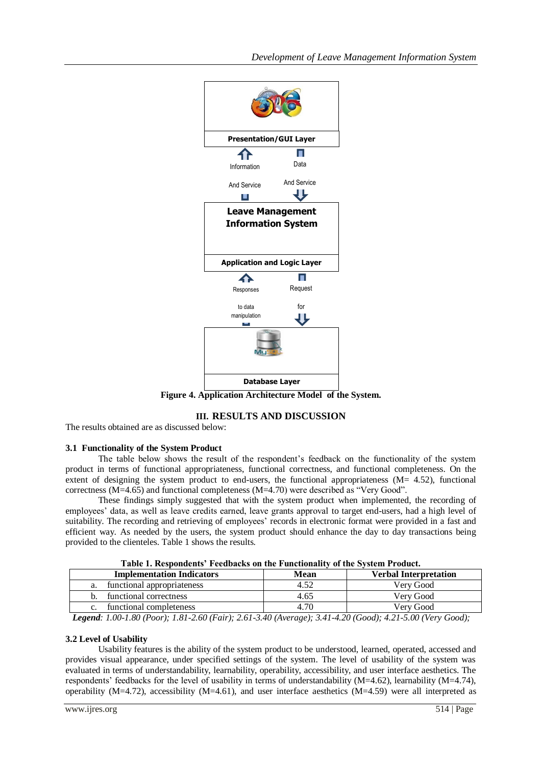Presentation/GUI Layer

Information And Service

Data And Service

Leave Management Information System

Application and Logic Layer

Responses to data manipulation

Request for

Database Layer

**Figure 4. Application Architecture Model of the System.**

## III. RESULTS AND DISCUSSION

The results obtained are as discussed below:

### 3.1 Functionality of the System Product

The table below shows the result of the respondent's feedback on the functionality of the system product in terms of functional appropriateness, functional correctness, and functional completeness. On the extent of designing the system product to end-users, the functional appropriateness (M= 4.52), functional correctness (M=4.65) and functional completeness (M=4.70) were described as "Very Good".

These findings simply suggested that with the system product when implemented, the recording of employees' data, as well as leave credits earned, leave grants approval to target end-users, had a high level of suitability. The recording and retrieving of employees' records in electronic format were provided in a fast and efficient way. As needed by the users, the system product should enhance the day to day transactions being provided to the clienteles. Table 1 shows the results.

**Table 1. Respondents' Feedbacks on the Functionality of the System Product.**

| Implementation Indicators | Mean | Verbal Interpretation |
|---|---|---|
| a. functional appropriateness | 4.52 | Very Good |
| b. functional correctness | 4.65 | Very Good |
| c. functional completeness | 4.70 | Very Good |

***Legend**: 1.00-1.80 (Poor); 1.81-2.60 (Fair); 2.61-3.40 (Average); 3.41-4.20 (Good); 4.21-5.00 (Very Good);*

### 3.2 Level of Usability

Usability features is the ability of the system product to be understood, learned, operated, accessed and provides visual appearance, under specified settings of the system. The level of usability of the system was evaluated in terms of understandability, learnability, operability, accessibility, and user interface aesthetics. The respondents' feedbacks for the level of usability in terms of understandability (M=4.62), learnability (M=4.74), operability (M=4.72), accessibility (M=4.61), and user interface aesthetics (M=4.59) were all interpreted as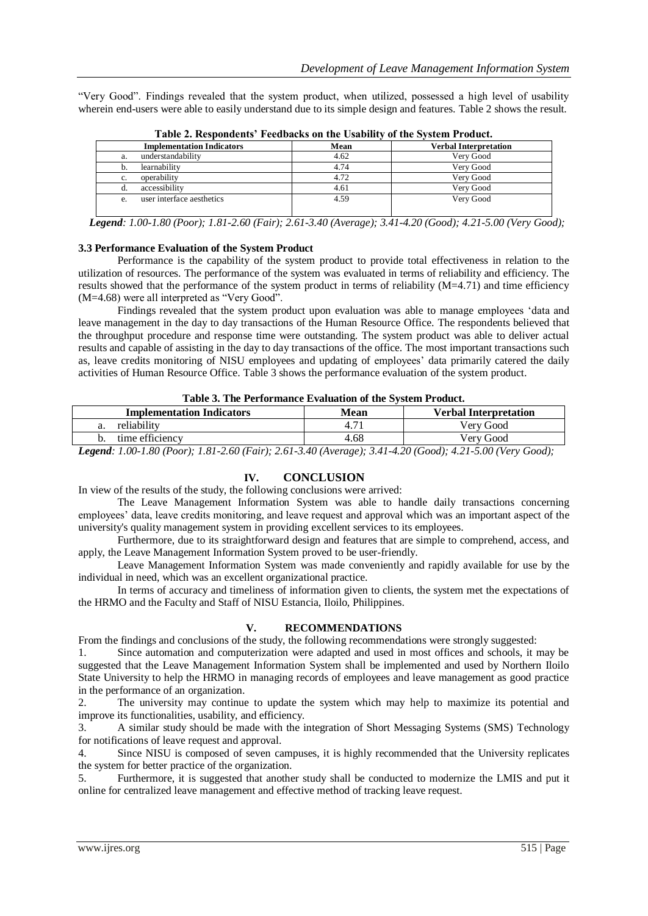"Very Good". Findings revealed that the system product, when utilized, possessed a high level of usability wherein end-users were able to easily understand due to its simple design and features. Table 2 shows the result.

**Table 2. Respondents' Feedbacks on the Usability of the System Product.**

| Implementation Indicators | Mean | Verbal Interpretation |
|---|---|---|
| a. understandability | 4.62 | Very Good |
| b. learnability | 4.74 | Very Good |
| c. operability | 4.72 | Very Good |
| d. accessibility | 4.61 | Very Good |
| e. user interface aesthetics | 4.59 | Very Good |

***Legend**: 1.00-1.80 (Poor); 1.81-2.60 (Fair); 2.61-3.40 (Average); 3.41-4.20 (Good); 4.21-5.00 (Very Good);*

### 3.3 Performance Evaluation of the System Product

Performance is the capability of the system product to provide total effectiveness in relation to the utilization of resources. The performance of the system was evaluated in terms of reliability and efficiency. The results showed that the performance of the system product in terms of reliability (M=4.71) and time efficiency (M=4.68) were all interpreted as "Very Good".

Findings revealed that the system product upon evaluation was able to manage employees 'data and leave management in the day to day transactions of the Human Resource Office. The respondents believed that the throughput procedure and response time were outstanding. The system product was able to deliver actual results and capable of assisting in the day to day transactions of the office. The most important transactions such as, leave credits monitoring of NISU employees and updating of employees' data primarily catered the daily activities of Human Resource Office. Table 3 shows the performance evaluation of the system product.

**Table 3. The Performance Evaluation of the System Product.**

| Implementation Indicators | Mean | Verbal Interpretation |
|---|---|---|
| a. reliability | 4.71 | Very Good |
| b. time efficiency | 4.68 | Very Good |

***Legend**: 1.00-1.80 (Poor); 1.81-2.60 (Fair); 2.61-3.40 (Average); 3.41-4.20 (Good); 4.21-5.00 (Very Good);*

## IV. CONCLUSION

In view of the results of the study, the following conclusions were arrived:

The Leave Management Information System was able to handle daily transactions concerning employees' data, leave credits monitoring, and leave request and approval which was an important aspect of the university's quality management system in providing excellent services to its employees.

Furthermore, due to its straightforward design and features that are simple to comprehend, access, and apply, the Leave Management Information System proved to be user-friendly.

Leave Management Information System was made conveniently and rapidly available for use by the individual in need, which was an excellent organizational practice.

In terms of accuracy and timeliness of information given to clients, the system met the expectations of the HRMO and the Faculty and Staff of NISU Estancia, Iloilo, Philippines.

## V. RECOMMENDATIONS

From the findings and conclusions of the study, the following recommendations were strongly suggested:

1. Since automation and computerization were adapted and used in most offices and schools, it may be suggested that the Leave Management Information System shall be implemented and used by Northern Iloilo State University to help the HRMO in managing records of employees and leave management as good practice in the performance of an organization.
2. The university may continue to update the system which may help to maximize its potential and improve its functionalities, usability, and efficiency.
3. A similar study should be made with the integration of Short Messaging Systems (SMS) Technology for notifications of leave request and approval.
4. Since NISU is composed of seven campuses, it is highly recommended that the University replicates the system for better practice of the organization.
5. Furthermore, it is suggested that another study shall be conducted to modernize the LMIS and put it online for centralized leave management and effective method of tracking leave request.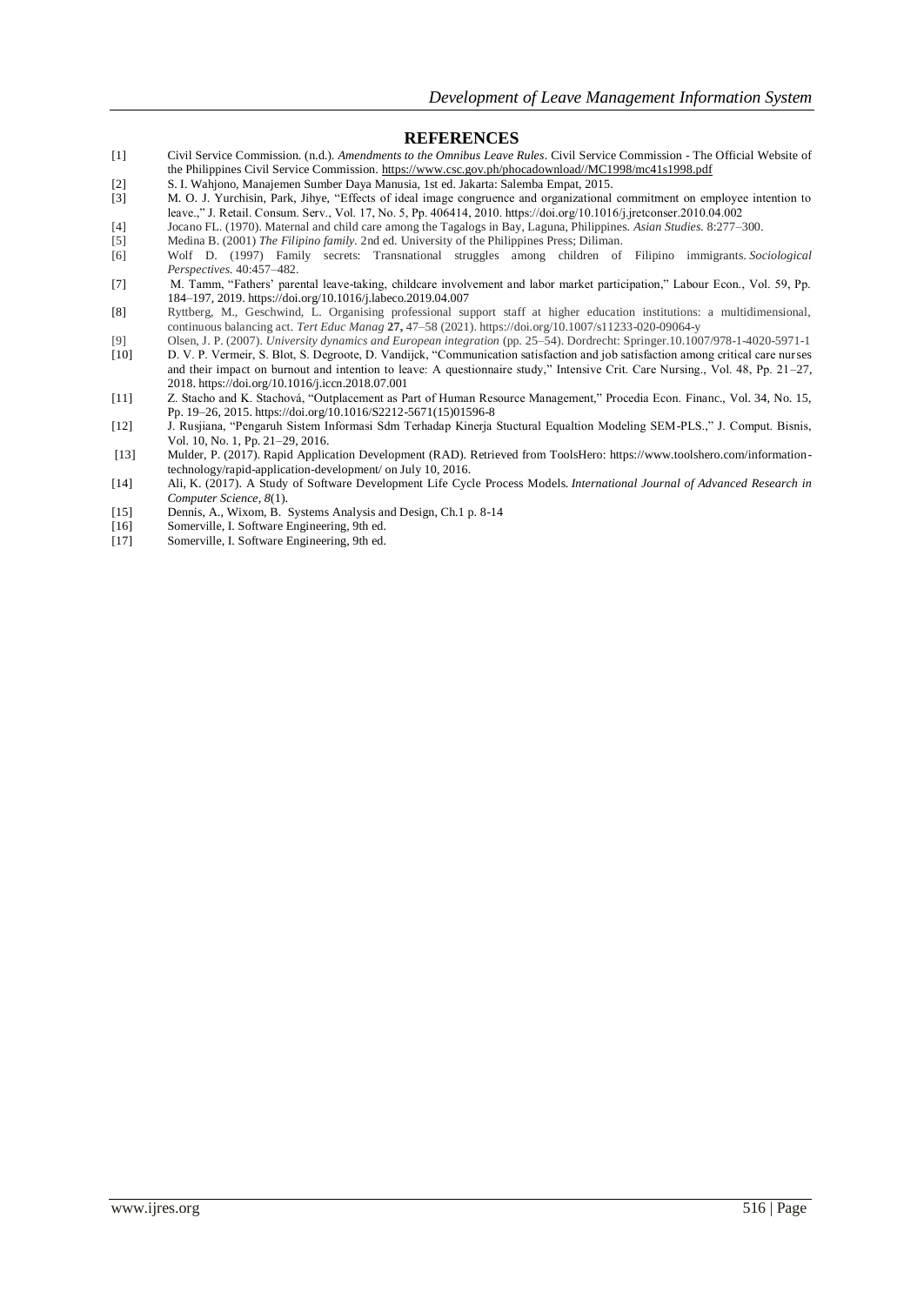## REFERENCES

[1] Civil Service Commission. (n.d.). *Amendments to the Omnibus Leave Rules*. Civil Service Commission - The Official Website of the Philippines Civil Service Commission. https://www.csc.gov.ph/phocadownload//MC1998/mc41s1998.pdf

[2] S. I. Wahjono, Manajemen Sumber Daya Manusia, 1st ed. Jakarta: Salemba Empat, 2015.

[3] M. O. J. Yurchisin, Park, Jihye, "Effects of ideal image congruence and organizational commitment on employee intention to leave.," J. Retail. Consum. Serv., Vol. 17, No. 5, Pp. 406414, 2010. https://doi.org/10.1016/j.jretconser.2010.04.002

[4] Jocano FL. (1970). Maternal and child care among the Tagalogs in Bay, Laguna, Philippines. *Asian Studies.* 8:277–300.

[5] Medina B. (2001) *The Filipino family.* 2nd ed. University of the Philippines Press; Diliman.

[6] Wolf D. (1997) Family secrets: Transnational struggles among children of Filipino immigrants. *Sociological Perspectives.* 40:457–482.

[7] M. Tamm, "Fathers' parental leave-taking, childcare involvement and labor market participation," Labour Econ., Vol. 59, Pp. 184–197, 2019. https://doi.org/10.1016/j.labeco.2019.04.007

[8] Ryttberg, M., Geschwind, L. Organising professional support staff at higher education institutions: a multidimensional, continuous balancing act. *Tert Educ Manag* **27,** 47–58 (2021). https://doi.org/10.1007/s11233-020-09064-y

[9] Olsen, J. P. (2007). *University dynamics and European integration* (pp. 25–54). Dordrecht: Springer.10.1007/978-1-4020-5971-1

[10] D. V. P. Vermeir, S. Blot, S. Degroote, D. Vandijck, "Communication satisfaction and job satisfaction among critical care nurses and their impact on burnout and intention to leave: A questionnaire study," Intensive Crit. Care Nursing., Vol. 48, Pp. 21–27, 2018. https://doi.org/10.1016/j.iccn.2018.07.001

[11] Z. Stacho and K. Stachová, "Outplacement as Part of Human Resource Management," Procedia Econ. Financ., Vol. 34, No. 15, Pp. 19–26, 2015. https://doi.org/10.1016/S2212-5671(15)01596-8

[12] J. Rusjiana, "Pengaruh Sistem Informasi Sdm Terhadap Kinerja Stuctural Equaltion Modeling SEM-PLS.," J. Comput. Bisnis, Vol. 10, No. 1, Pp. 21–29, 2016.

[13] Mulder, P. (2017). Rapid Application Development (RAD). Retrieved from ToolsHero: https://www.toolshero.com/information-technology/rapid-application-development/ on July 10, 2016.

[14] Ali, K. (2017). A Study of Software Development Life Cycle Process Models. *International Journal of Advanced Research in Computer Science, 8*(1).

[15] Dennis, A., Wixom, B. Systems Analysis and Design, Ch.1 p. 8-14

[16] Somerville, I. Software Engineering, 9th ed.

[17] Somerville, I. Software Engineering, 9th ed.